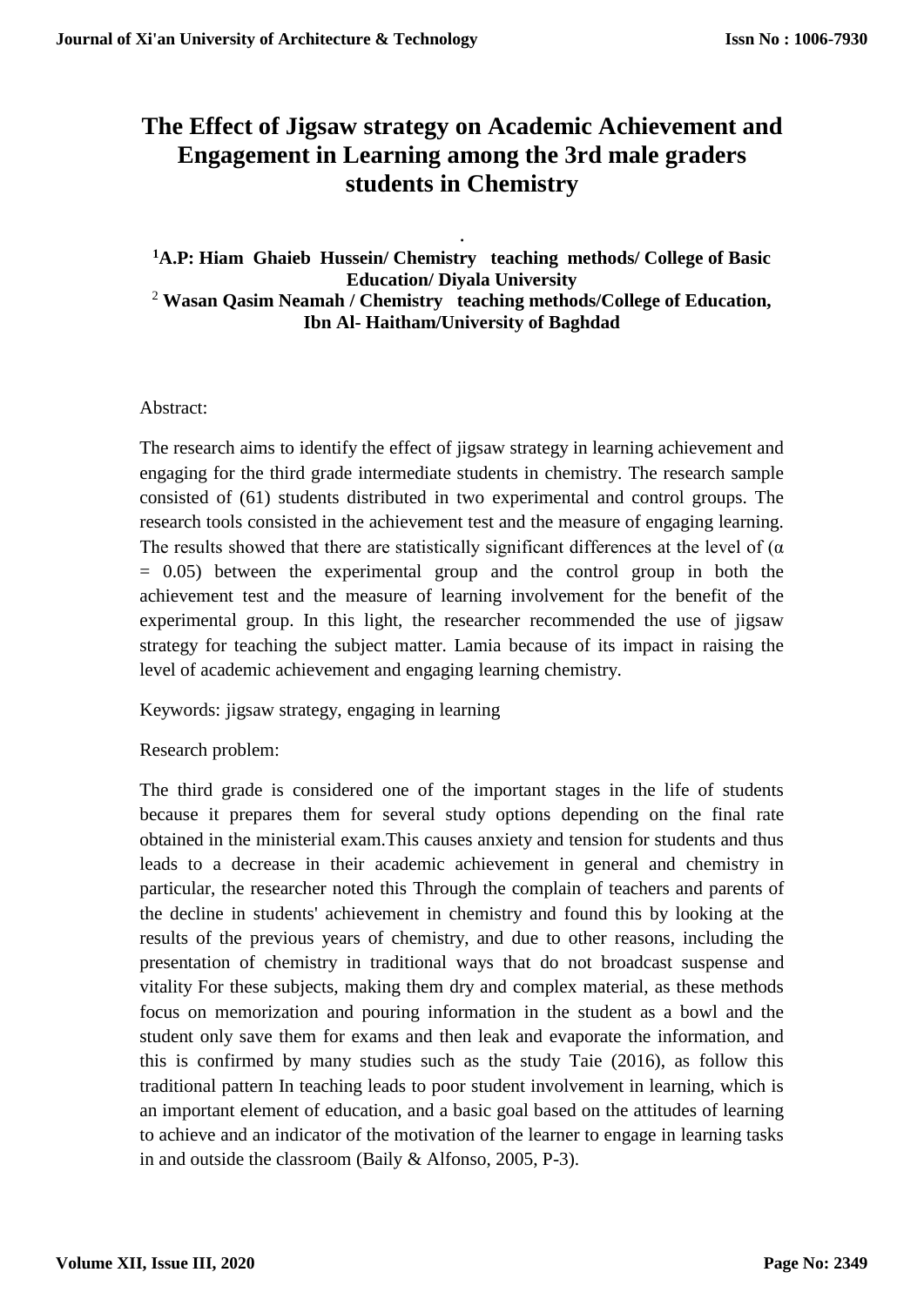# The Effect of Jigsaw strategy on Academic Achievement and Engagement in Learning among the 3rd male graders students in Chemistry

.

**[1]A.P: Hiam Ghaieb Hussein/ Chemistry teaching methods/ College of Basic Education/ Diyala University**

**[2] Wasan Qasim Neamah / Chemistry teaching methods/College of Education, Ibn Al- Haitham/University of Baghdad**

Abstract:

The research aims to identify the effect of jigsaw strategy in learning achievement and engaging for the third grade intermediate students in chemistry. The research sample consisted of (61) students distributed in two experimental and control groups. The research tools consisted in the achievement test and the measure of engaging learning. The results showed that there are statistically significant differences at the level of ($\alpha = 0.05$) between the experimental group and the control group in both the achievement test and the measure of learning involvement for the benefit of the experimental group. In this light, the researcher recommended the use of jigsaw strategy for teaching the subject matter. Lamia because of its impact in raising the level of academic achievement and engaging learning chemistry.

Keywords: jigsaw strategy, engaging in learning

Research problem:

The third grade is considered one of the important stages in the life of students because it prepares them for several study options depending on the final rate obtained in the ministerial exam.This causes anxiety and tension for students and thus leads to a decrease in their academic achievement in general and chemistry in particular, the researcher noted this Through the complain of teachers and parents of the decline in students' achievement in chemistry and found this by looking at the results of the previous years of chemistry, and due to other reasons, including the presentation of chemistry in traditional ways that do not broadcast suspense and vitality For these subjects, making them dry and complex material, as these methods focus on memorization and pouring information in the student as a bowl and the student only save them for exams and then leak and evaporate the information, and this is confirmed by many studies such as the study Taie (2016), as follow this traditional pattern In teaching leads to poor student involvement in learning, which is an important element of education, and a basic goal based on the attitudes of learning to achieve and an indicator of the motivation of the learner to engage in learning tasks in and outside the classroom (Baily & Alfonso, 2005, P-3).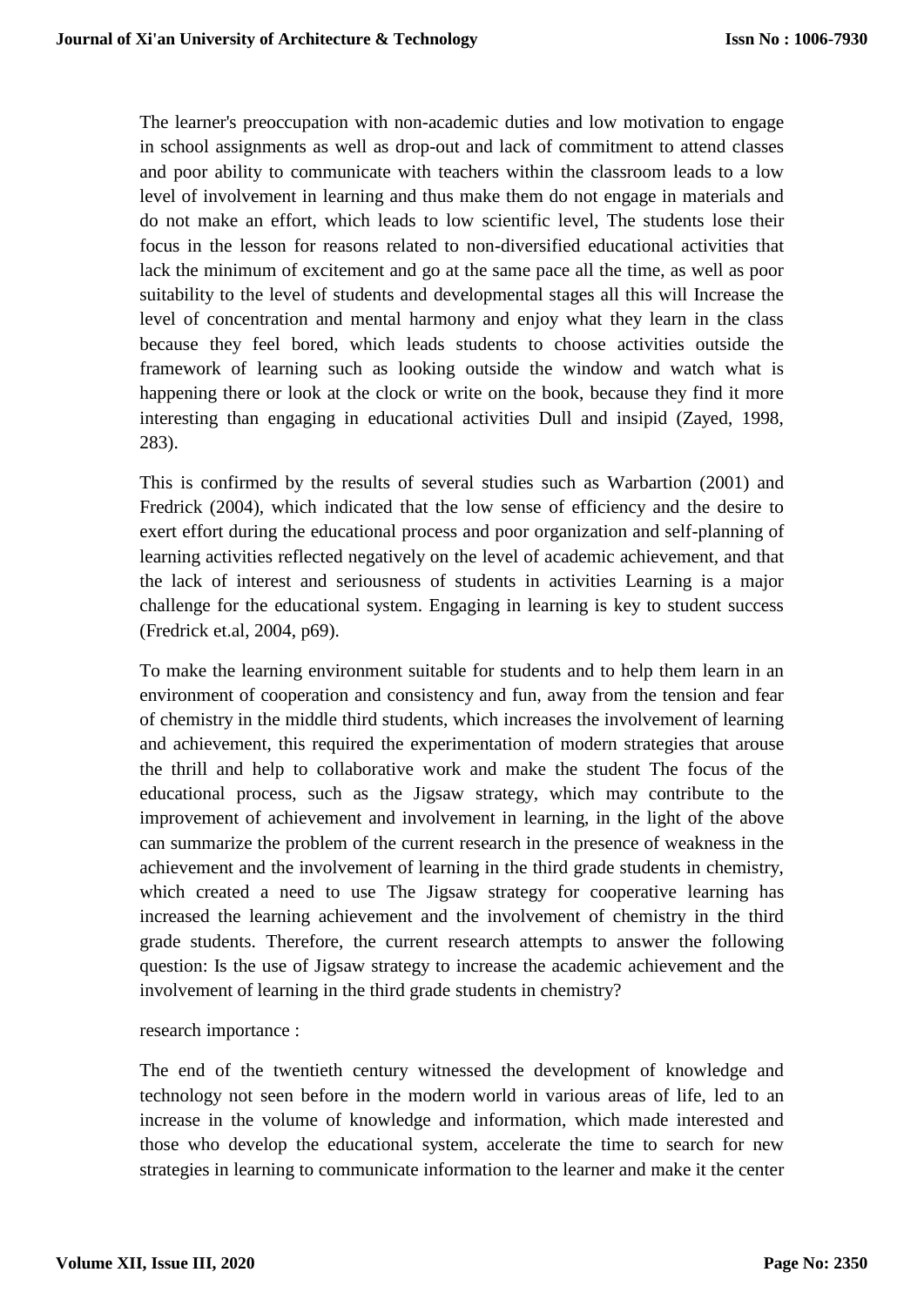The learner's preoccupation with non-academic duties and low motivation to engage in school assignments as well as drop-out and lack of commitment to attend classes and poor ability to communicate with teachers within the classroom leads to a low level of involvement in learning and thus make them do not engage in materials and do not make an effort, which leads to low scientific level, The students lose their focus in the lesson for reasons related to non-diversified educational activities that lack the minimum of excitement and go at the same pace all the time, as well as poor suitability to the level of students and developmental stages all this will Increase the level of concentration and mental harmony and enjoy what they learn in the class because they feel bored, which leads students to choose activities outside the framework of learning such as looking outside the window and watch what is happening there or look at the clock or write on the book, because they find it more interesting than engaging in educational activities Dull and insipid (Zayed, 1998, 283).

This is confirmed by the results of several studies such as Warbartion (2001) and Fredrick (2004), which indicated that the low sense of efficiency and the desire to exert effort during the educational process and poor organization and self-planning of learning activities reflected negatively on the level of academic achievement, and that the lack of interest and seriousness of students in activities Learning is a major challenge for the educational system. Engaging in learning is key to student success (Fredrick et.al, 2004, p69).

To make the learning environment suitable for students and to help them learn in an environment of cooperation and consistency and fun, away from the tension and fear of chemistry in the middle third students, which increases the involvement of learning and achievement, this required the experimentation of modern strategies that arouse the thrill and help to collaborative work and make the student The focus of the educational process, such as the Jigsaw strategy, which may contribute to the improvement of achievement and involvement in learning, in the light of the above can summarize the problem of the current research in the presence of weakness in the achievement and the involvement of learning in the third grade students in chemistry, which created a need to use The Jigsaw strategy for cooperative learning has increased the learning achievement and the involvement of chemistry in the third grade students. Therefore, the current research attempts to answer the following question: Is the use of Jigsaw strategy to increase the academic achievement and the involvement of learning in the third grade students in chemistry?

research importance :

The end of the twentieth century witnessed the development of knowledge and technology not seen before in the modern world in various areas of life, led to an increase in the volume of knowledge and information, which made interested and those who develop the educational system, accelerate the time to search for new strategies in learning to communicate information to the learner and make it the center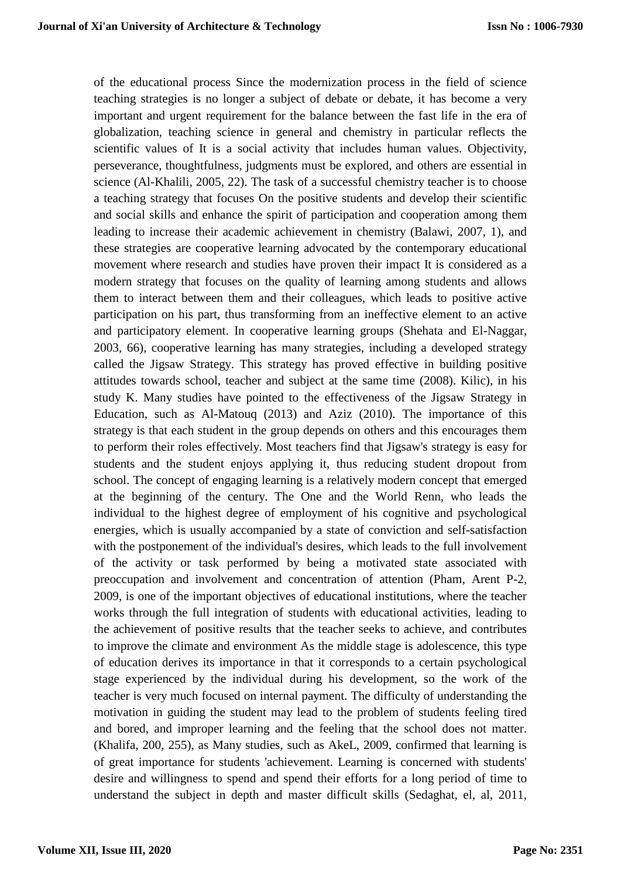of the educational process Since the modernization process in the field of science teaching strategies is no longer a subject of debate or debate, it has become a very important and urgent requirement for the balance between the fast life in the era of globalization, teaching science in general and chemistry in particular reflects the scientific values of It is a social activity that includes human values. Objectivity, perseverance, thoughtfulness, judgments must be explored, and others are essential in science (Al-Khalili, 2005, 22). The task of a successful chemistry teacher is to choose a teaching strategy that focuses On the positive students and develop their scientific and social skills and enhance the spirit of participation and cooperation among them leading to increase their academic achievement in chemistry (Balawi, 2007, 1), and these strategies are cooperative learning advocated by the contemporary educational movement where research and studies have proven their impact It is considered as a modern strategy that focuses on the quality of learning among students and allows them to interact between them and their colleagues, which leads to positive active participation on his part, thus transforming from an ineffective element to an active and participatory element. In cooperative learning groups (Shehata and El-Naggar, 2003, 66), cooperative learning has many strategies, including a developed strategy called the Jigsaw Strategy. This strategy has proved effective in building positive attitudes towards school, teacher and subject at the same time (2008). Kilic), in his study K. Many studies have pointed to the effectiveness of the Jigsaw Strategy in Education, such as Al-Matouq (2013) and Aziz (2010). The importance of this strategy is that each student in the group depends on others and this encourages them to perform their roles effectively. Most teachers find that Jigsaw's strategy is easy for students and the student enjoys applying it, thus reducing student dropout from school. The concept of engaging learning is a relatively modern concept that emerged at the beginning of the century. The One and the World Renn, who leads the individual to the highest degree of employment of his cognitive and psychological energies, which is usually accompanied by a state of conviction and self-satisfaction with the postponement of the individual's desires, which leads to the full involvement of the activity or task performed by being a motivated state associated with preoccupation and involvement and concentration of attention (Pham, Arent P-2, 2009, is one of the important objectives of educational institutions, where the teacher works through the full integration of students with educational activities, leading to the achievement of positive results that the teacher seeks to achieve, and contributes to improve the climate and environment As the middle stage is adolescence, this type of education derives its importance in that it corresponds to a certain psychological stage experienced by the individual during his development, so the work of the teacher is very much focused on internal payment. The difficulty of understanding the motivation in guiding the student may lead to the problem of students feeling tired and bored, and improper learning and the feeling that the school does not matter. (Khalifa, 200, 255), as Many studies, such as AkeL, 2009, confirmed that learning is of great importance for students 'achievement. Learning is concerned with students' desire and willingness to spend and spend their efforts for a long period of time to understand the subject in depth and master difficult skills (Sedaghat, el, al, 2011,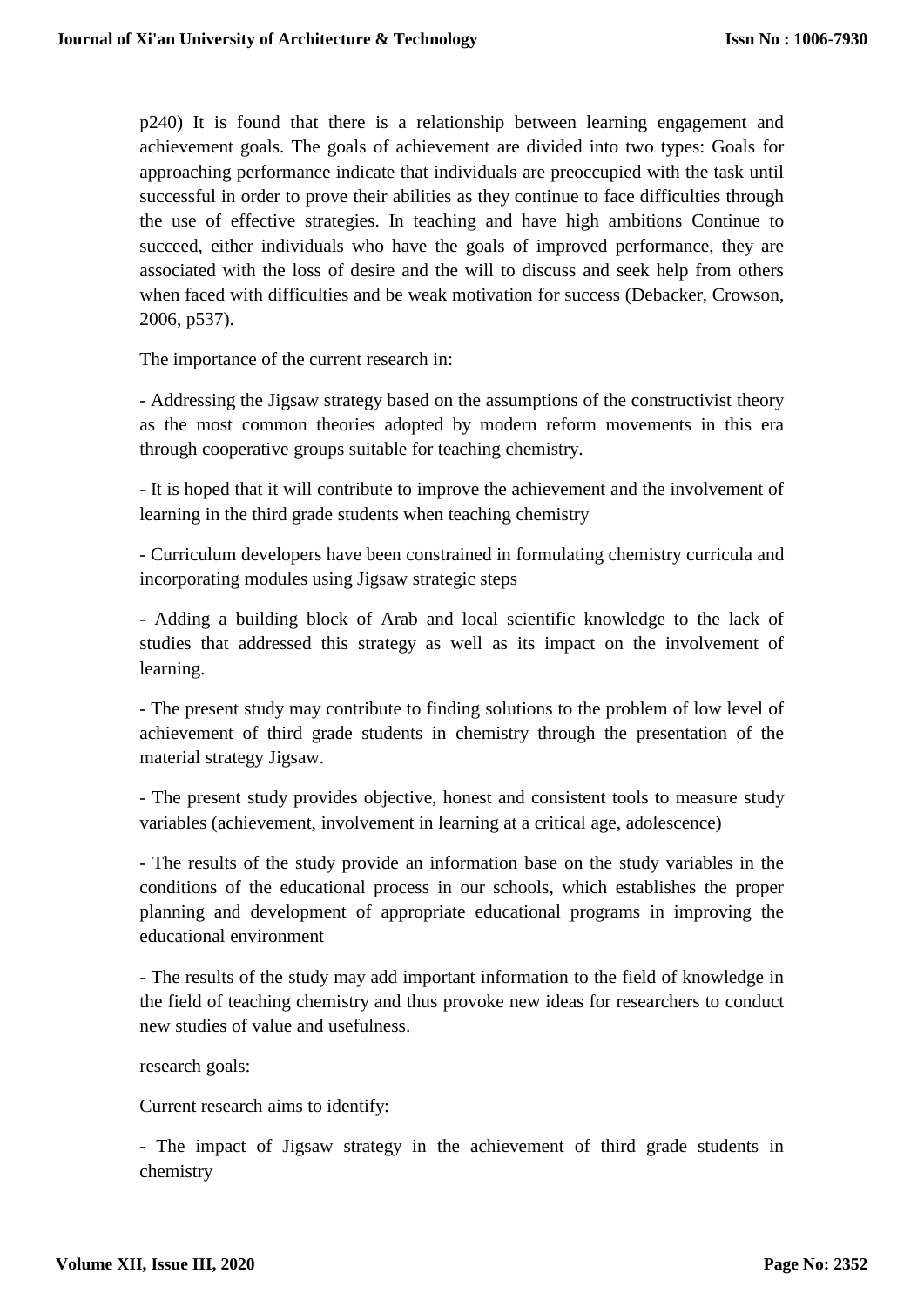p240) It is found that there is a relationship between learning engagement and achievement goals. The goals of achievement are divided into two types: Goals for approaching performance indicate that individuals are preoccupied with the task until successful in order to prove their abilities as they continue to face difficulties through the use of effective strategies. In teaching and have high ambitions Continue to succeed, either individuals who have the goals of improved performance, they are associated with the loss of desire and the will to discuss and seek help from others when faced with difficulties and be weak motivation for success (Debacker, Crowson, 2006, p537).

The importance of the current research in:

- Addressing the Jigsaw strategy based on the assumptions of the constructivist theory as the most common theories adopted by modern reform movements in this era through cooperative groups suitable for teaching chemistry.

- It is hoped that it will contribute to improve the achievement and the involvement of learning in the third grade students when teaching chemistry

- Curriculum developers have been constrained in formulating chemistry curricula and incorporating modules using Jigsaw strategic steps

- Adding a building block of Arab and local scientific knowledge to the lack of studies that addressed this strategy as well as its impact on the involvement of learning.

- The present study may contribute to finding solutions to the problem of low level of achievement of third grade students in chemistry through the presentation of the material strategy Jigsaw.

- The present study provides objective, honest and consistent tools to measure study variables (achievement, involvement in learning at a critical age, adolescence)

- The results of the study provide an information base on the study variables in the conditions of the educational process in our schools, which establishes the proper planning and development of appropriate educational programs in improving the educational environment

- The results of the study may add important information to the field of knowledge in the field of teaching chemistry and thus provoke new ideas for researchers to conduct new studies of value and usefulness.

research goals:

Current research aims to identify:

- The impact of Jigsaw strategy in the achievement of third grade students in chemistry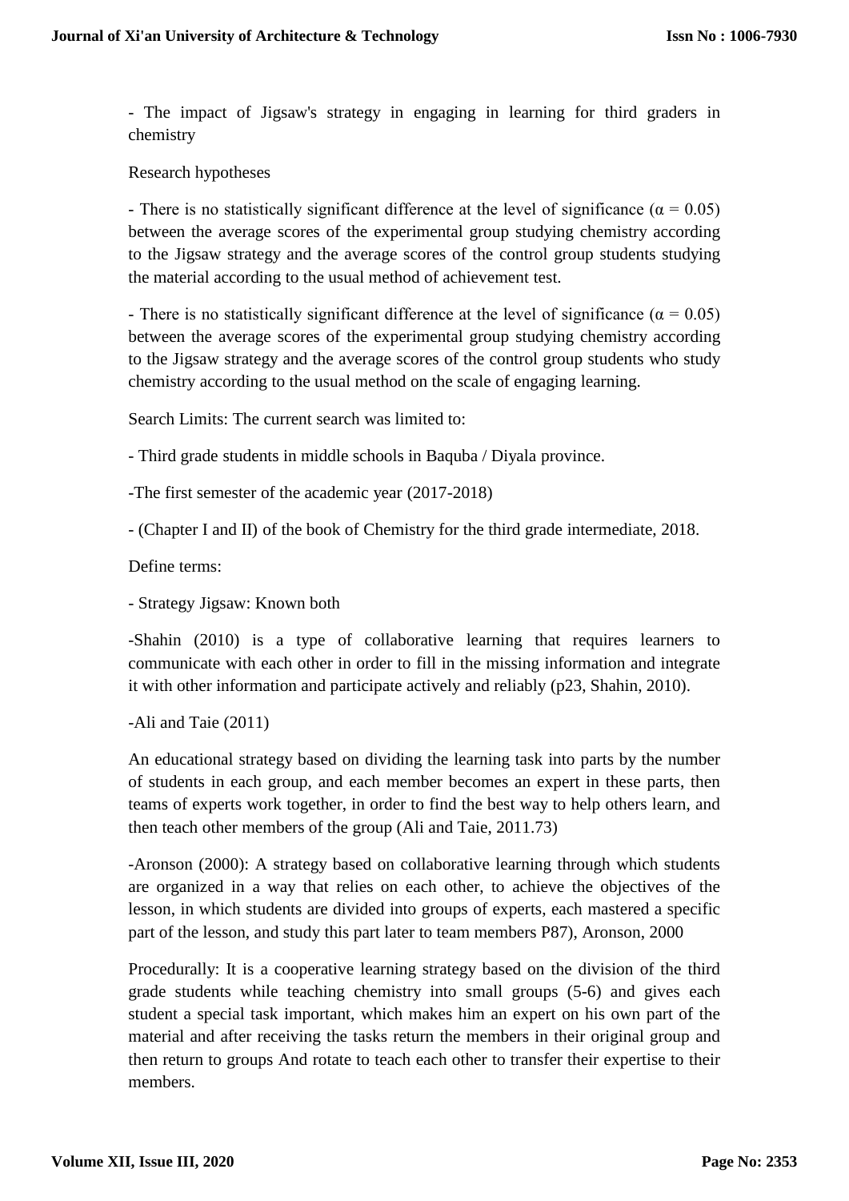- The impact of Jigsaw's strategy in engaging in learning for third graders in chemistry

Research hypotheses

- There is no statistically significant difference at the level of significance ($\alpha = 0.05$) between the average scores of the experimental group studying chemistry according to the Jigsaw strategy and the average scores of the control group students studying the material according to the usual method of achievement test.

- There is no statistically significant difference at the level of significance ($\alpha = 0.05$) between the average scores of the experimental group studying chemistry according to the Jigsaw strategy and the average scores of the control group students who study chemistry according to the usual method on the scale of engaging learning.

Search Limits: The current search was limited to:

- Third grade students in middle schools in Baquba / Diyala province.

-The first semester of the academic year (2017-2018)

- (Chapter I and II) of the book of Chemistry for the third grade intermediate, 2018.

Define terms:

- Strategy Jigsaw: Known both

-Shahin (2010) is a type of collaborative learning that requires learners to communicate with each other in order to fill in the missing information and integrate it with other information and participate actively and reliably (p23, Shahin, 2010).

-Ali and Taie (2011)

An educational strategy based on dividing the learning task into parts by the number of students in each group, and each member becomes an expert in these parts, then teams of experts work together, in order to find the best way to help others learn, and then teach other members of the group (Ali and Taie, 2011.73)

-Aronson (2000): A strategy based on collaborative learning through which students are organized in a way that relies on each other, to achieve the objectives of the lesson, in which students are divided into groups of experts, each mastered a specific part of the lesson, and study this part later to team members P87), Aronson, 2000

Procedurally: It is a cooperative learning strategy based on the division of the third grade students while teaching chemistry into small groups (5-6) and gives each student a special task important, which makes him an expert on his own part of the material and after receiving the tasks return the members in their original group and then return to groups And rotate to teach each other to transfer their expertise to their members.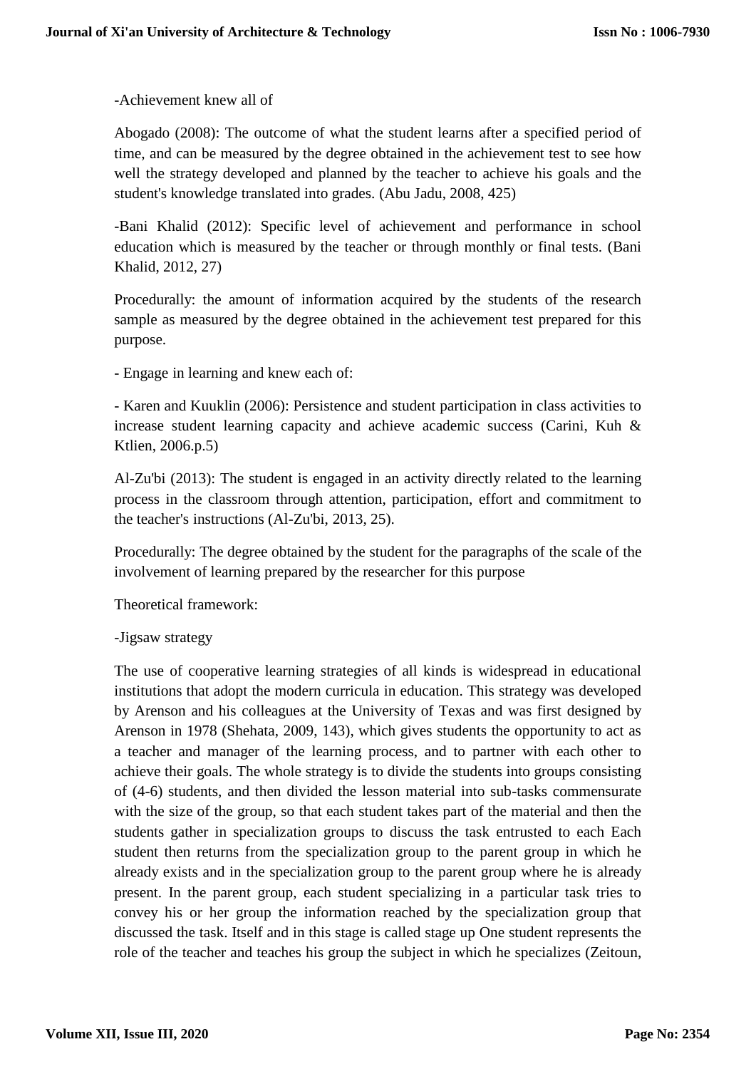-Achievement knew all of

Abogado (2008): The outcome of what the student learns after a specified period of time, and can be measured by the degree obtained in the achievement test to see how well the strategy developed and planned by the teacher to achieve his goals and the student's knowledge translated into grades. (Abu Jadu, 2008, 425)

-Bani Khalid (2012): Specific level of achievement and performance in school education which is measured by the teacher or through monthly or final tests. (Bani Khalid, 2012, 27)

Procedurally: the amount of information acquired by the students of the research sample as measured by the degree obtained in the achievement test prepared for this purpose.

- Engage in learning and knew each of:

- Karen and Kuuklin (2006): Persistence and student participation in class activities to increase student learning capacity and achieve academic success (Carini, Kuh & Ktlien, 2006.p.5)

Al-Zu'bi (2013): The student is engaged in an activity directly related to the learning process in the classroom through attention, participation, effort and commitment to the teacher's instructions (Al-Zu'bi, 2013, 25).

Procedurally: The degree obtained by the student for the paragraphs of the scale of the involvement of learning prepared by the researcher for this purpose

Theoretical framework:

-Jigsaw strategy

The use of cooperative learning strategies of all kinds is widespread in educational institutions that adopt the modern curricula in education. This strategy was developed by Arenson and his colleagues at the University of Texas and was first designed by Arenson in 1978 (Shehata, 2009, 143), which gives students the opportunity to act as a teacher and manager of the learning process, and to partner with each other to achieve their goals. The whole strategy is to divide the students into groups consisting of (4-6) students, and then divided the lesson material into sub-tasks commensurate with the size of the group, so that each student takes part of the material and then the students gather in specialization groups to discuss the task entrusted to each Each student then returns from the specialization group to the parent group in which he already exists and in the specialization group to the parent group where he is already present. In the parent group, each student specializing in a particular task tries to convey his or her group the information reached by the specialization group that discussed the task. Itself and in this stage is called stage up One student represents the role of the teacher and teaches his group the subject in which he specializes (Zeitoun,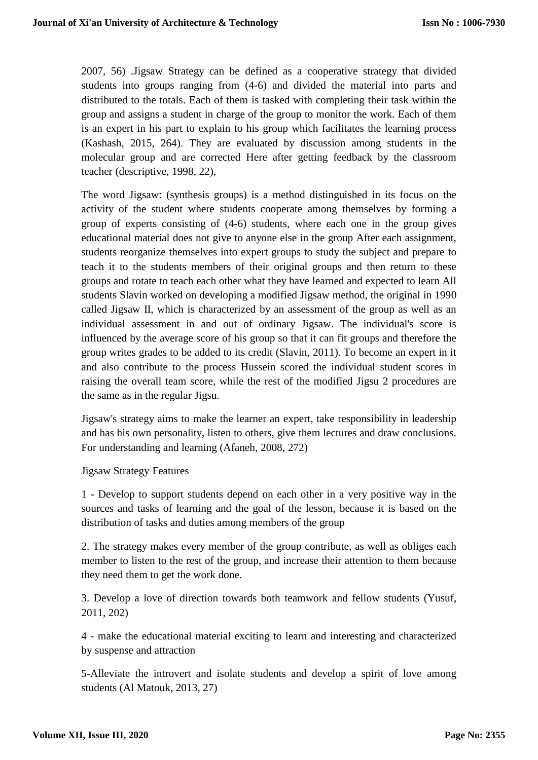2007, 56) .Jigsaw Strategy can be defined as a cooperative strategy that divided students into groups ranging from (4-6) and divided the material into parts and distributed to the totals. Each of them is tasked with completing their task within the group and assigns a student in charge of the group to monitor the work. Each of them is an expert in his part to explain to his group which facilitates the learning process (Kashash, 2015, 264). They are evaluated by discussion among students in the molecular group and are corrected Here after getting feedback by the classroom teacher (descriptive, 1998, 22),

The word Jigsaw: (synthesis groups) is a method distinguished in its focus on the activity of the student where students cooperate among themselves by forming a group of experts consisting of (4-6) students, where each one in the group gives educational material does not give to anyone else in the group After each assignment, students reorganize themselves into expert groups to study the subject and prepare to teach it to the students members of their original groups and then return to these groups and rotate to teach each other what they have learned and expected to learn All students Slavin worked on developing a modified Jigsaw method, the original in 1990 called Jigsaw II, which is characterized by an assessment of the group as well as an individual assessment in and out of ordinary Jigsaw. The individual's score is influenced by the average score of his group so that it can fit groups and therefore the group writes grades to be added to its credit (Slavin, 2011). To become an expert in it and also contribute to the process Hussein scored the individual student scores in raising the overall team score, while the rest of the modified Jigsu 2 procedures are the same as in the regular Jigsu.

Jigsaw's strategy aims to make the learner an expert, take responsibility in leadership and has his own personality, listen to others, give them lectures and draw conclusions. For understanding and learning (Afaneh, 2008, 272)

Jigsaw Strategy Features

1 - Develop to support students depend on each other in a very positive way in the sources and tasks of learning and the goal of the lesson, because it is based on the distribution of tasks and duties among members of the group

2. The strategy makes every member of the group contribute, as well as obliges each member to listen to the rest of the group, and increase their attention to them because they need them to get the work done.

3. Develop a love of direction towards both teamwork and fellow students (Yusuf, 2011, 202)

4 - make the educational material exciting to learn and interesting and characterized by suspense and attraction

5-Alleviate the introvert and isolate students and develop a spirit of love among students (Al Matouk, 2013, 27)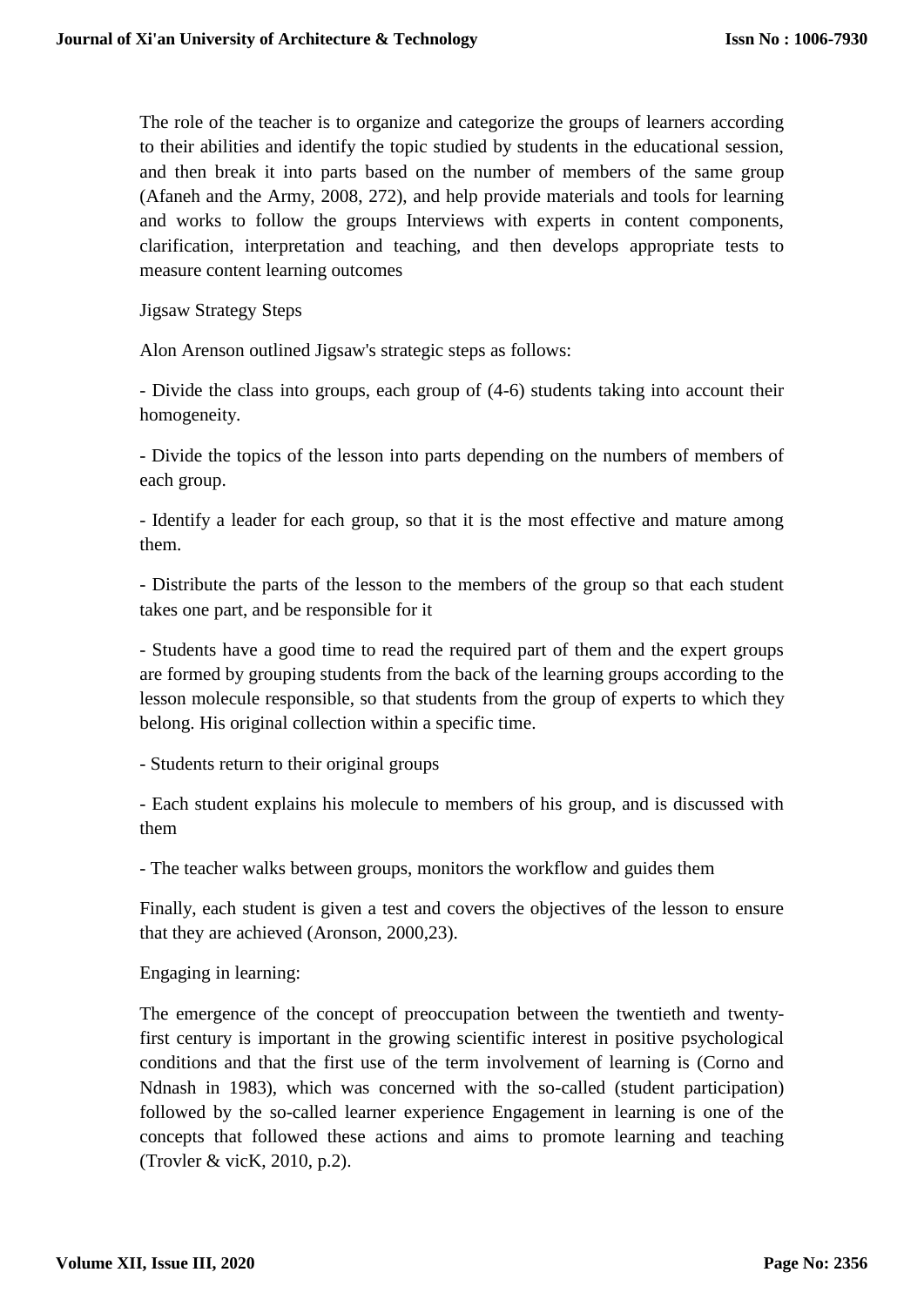The role of the teacher is to organize and categorize the groups of learners according to their abilities and identify the topic studied by students in the educational session, and then break it into parts based on the number of members of the same group (Afaneh and the Army, 2008, 272), and help provide materials and tools for learning and works to follow the groups Interviews with experts in content components, clarification, interpretation and teaching, and then develops appropriate tests to measure content learning outcomes

Jigsaw Strategy Steps

Alon Arenson outlined Jigsaw's strategic steps as follows:

- Divide the class into groups, each group of (4-6) students taking into account their homogeneity.

- Divide the topics of the lesson into parts depending on the numbers of members of each group.

- Identify a leader for each group, so that it is the most effective and mature among them.

- Distribute the parts of the lesson to the members of the group so that each student takes one part, and be responsible for it

- Students have a good time to read the required part of them and the expert groups are formed by grouping students from the back of the learning groups according to the lesson molecule responsible, so that students from the group of experts to which they belong. His original collection within a specific time.

- Students return to their original groups

- Each student explains his molecule to members of his group, and is discussed with them

- The teacher walks between groups, monitors the workflow and guides them

Finally, each student is given a test and covers the objectives of the lesson to ensure that they are achieved (Aronson, 2000,23).

Engaging in learning:

The emergence of the concept of preoccupation between the twentieth and twenty-first century is important in the growing scientific interest in positive psychological conditions and that the first use of the term involvement of learning is (Corno and Ndnash in 1983), which was concerned with the so-called (student participation) followed by the so-called learner experience Engagement in learning is one of the concepts that followed these actions and aims to promote learning and teaching (Trovler & vicK, 2010, p.2).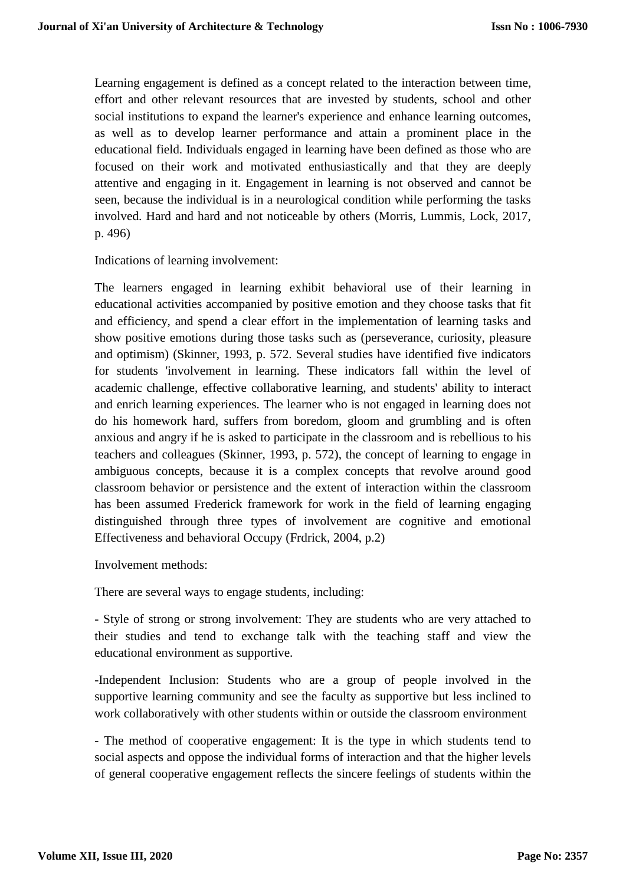Learning engagement is defined as a concept related to the interaction between time, effort and other relevant resources that are invested by students, school and other social institutions to expand the learner's experience and enhance learning outcomes, as well as to develop learner performance and attain a prominent place in the educational field. Individuals engaged in learning have been defined as those who are focused on their work and motivated enthusiastically and that they are deeply attentive and engaging in it. Engagement in learning is not observed and cannot be seen, because the individual is in a neurological condition while performing the tasks involved. Hard and hard and not noticeable by others (Morris, Lummis, Lock, 2017, p. 496)

Indications of learning involvement:

The learners engaged in learning exhibit behavioral use of their learning in educational activities accompanied by positive emotion and they choose tasks that fit and efficiency, and spend a clear effort in the implementation of learning tasks and show positive emotions during those tasks such as (perseverance, curiosity, pleasure and optimism) (Skinner, 1993, p. 572. Several studies have identified five indicators for students 'involvement in learning. These indicators fall within the level of academic challenge, effective collaborative learning, and students' ability to interact and enrich learning experiences. The learner who is not engaged in learning does not do his homework hard, suffers from boredom, gloom and grumbling and is often anxious and angry if he is asked to participate in the classroom and is rebellious to his teachers and colleagues (Skinner, 1993, p. 572), the concept of learning to engage in ambiguous concepts, because it is a complex concepts that revolve around good classroom behavior or persistence and the extent of interaction within the classroom has been assumed Frederick framework for work in the field of learning engaging distinguished through three types of involvement are cognitive and emotional Effectiveness and behavioral Occupy (Frdrick, 2004, p.2)

Involvement methods:

There are several ways to engage students, including:

- Style of strong or strong involvement: They are students who are very attached to their studies and tend to exchange talk with the teaching staff and view the educational environment as supportive.

-Independent Inclusion: Students who are a group of people involved in the supportive learning community and see the faculty as supportive but less inclined to work collaboratively with other students within or outside the classroom environment

- The method of cooperative engagement: It is the type in which students tend to social aspects and oppose the individual forms of interaction and that the higher levels of general cooperative engagement reflects the sincere feelings of students within the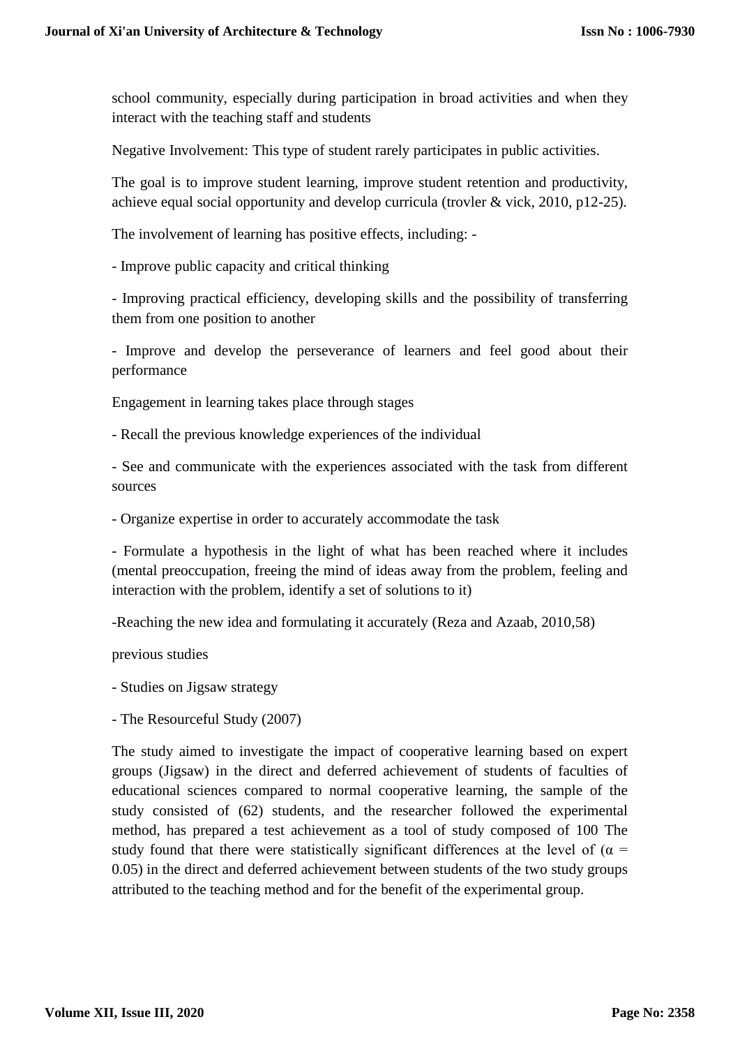school community, especially during participation in broad activities and when they interact with the teaching staff and students

Negative Involvement: This type of student rarely participates in public activities.

The goal is to improve student learning, improve student retention and productivity, achieve equal social opportunity and develop curricula (trovler & vick, 2010, p12-25).

The involvement of learning has positive effects, including: -

- Improve public capacity and critical thinking

- Improving practical efficiency, developing skills and the possibility of transferring them from one position to another

- Improve and develop the perseverance of learners and feel good about their performance

Engagement in learning takes place through stages

- Recall the previous knowledge experiences of the individual

- See and communicate with the experiences associated with the task from different sources

- Organize expertise in order to accurately accommodate the task

- Formulate a hypothesis in the light of what has been reached where it includes (mental preoccupation, freeing the mind of ideas away from the problem, feeling and interaction with the problem, identify a set of solutions to it)

-Reaching the new idea and formulating it accurately (Reza and Azaab, 2010,58)

previous studies

- Studies on Jigsaw strategy

- The Resourceful Study (2007)

The study aimed to investigate the impact of cooperative learning based on expert groups (Jigsaw) in the direct and deferred achievement of students of faculties of educational sciences compared to normal cooperative learning, the sample of the study consisted of (62) students, and the researcher followed the experimental method, has prepared a test achievement as a tool of study composed of 100 The study found that there were statistically significant differences at the level of ($\alpha$ = 0.05) in the direct and deferred achievement between students of the two study groups attributed to the teaching method and for the benefit of the experimental group.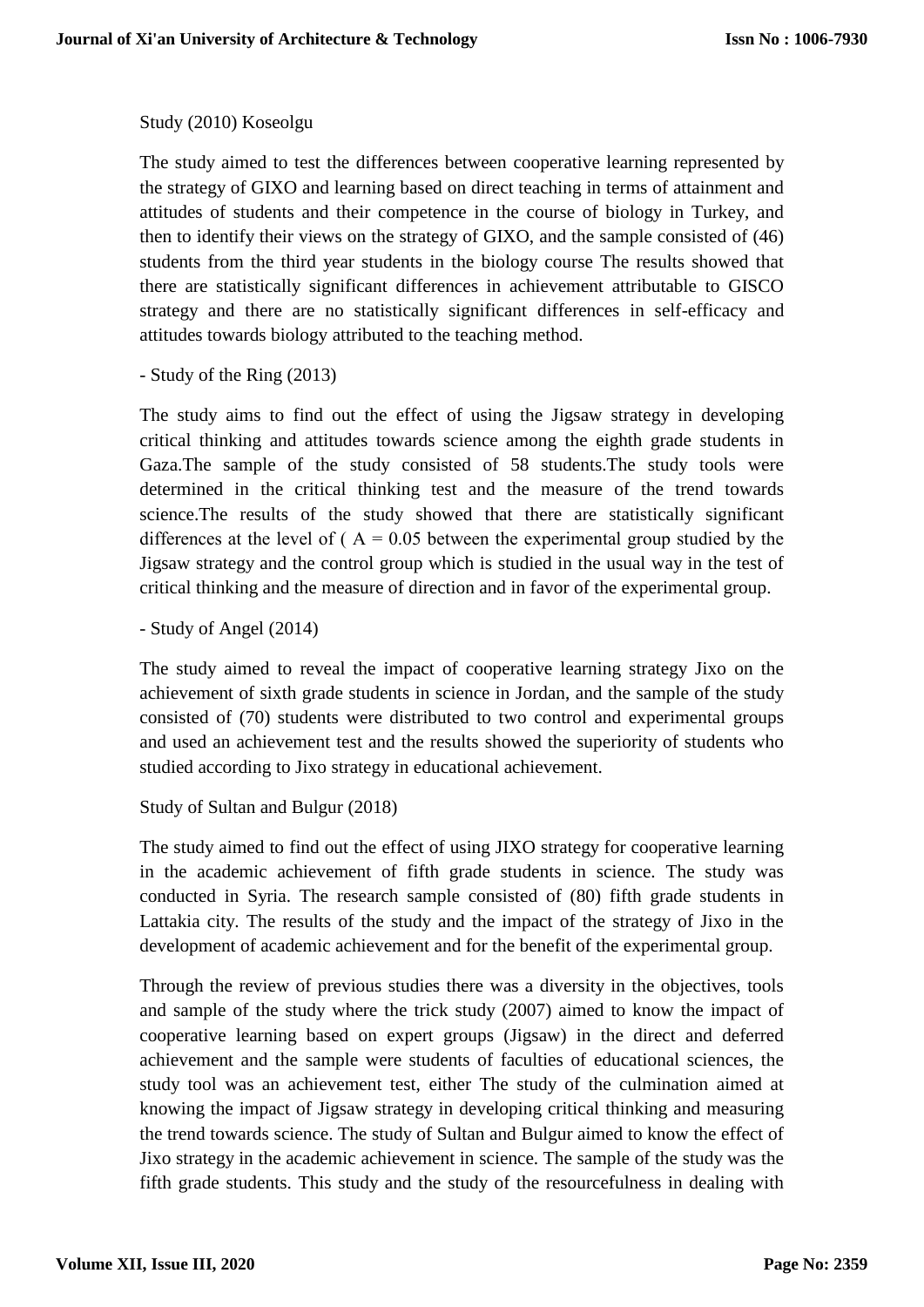Study (2010) Koseolgu

The study aimed to test the differences between cooperative learning represented by the strategy of GIXO and learning based on direct teaching in terms of attainment and attitudes of students and their competence in the course of biology in Turkey, and then to identify their views on the strategy of GIXO, and the sample consisted of (46) students from the third year students in the biology course The results showed that there are statistically significant differences in achievement attributable to GISCO strategy and there are no statistically significant differences in self-efficacy and attitudes towards biology attributed to the teaching method.

- Study of the Ring (2013)

The study aims to find out the effect of using the Jigsaw strategy in developing critical thinking and attitudes towards science among the eighth grade students in Gaza.The sample of the study consisted of 58 students.The study tools were determined in the critical thinking test and the measure of the trend towards science.The results of the study showed that there are statistically significant differences at the level of ( A = 0.05 between the experimental group studied by the Jigsaw strategy and the control group which is studied in the usual way in the test of critical thinking and the measure of direction and in favor of the experimental group.

- Study of Angel (2014)

The study aimed to reveal the impact of cooperative learning strategy Jixo on the achievement of sixth grade students in science in Jordan, and the sample of the study consisted of (70) students were distributed to two control and experimental groups and used an achievement test and the results showed the superiority of students who studied according to Jixo strategy in educational achievement.

Study of Sultan and Bulgur (2018)

The study aimed to find out the effect of using JIXO strategy for cooperative learning in the academic achievement of fifth grade students in science. The study was conducted in Syria. The research sample consisted of (80) fifth grade students in Lattakia city. The results of the study and the impact of the strategy of Jixo in the development of academic achievement and for the benefit of the experimental group.

Through the review of previous studies there was a diversity in the objectives, tools and sample of the study where the trick study (2007) aimed to know the impact of cooperative learning based on expert groups (Jigsaw) in the direct and deferred achievement and the sample were students of faculties of educational sciences, the study tool was an achievement test, either The study of the culmination aimed at knowing the impact of Jigsaw strategy in developing critical thinking and measuring the trend towards science. The study of Sultan and Bulgur aimed to know the effect of Jixo strategy in the academic achievement in science. The sample of the study was the fifth grade students. This study and the study of the resourcefulness in dealing with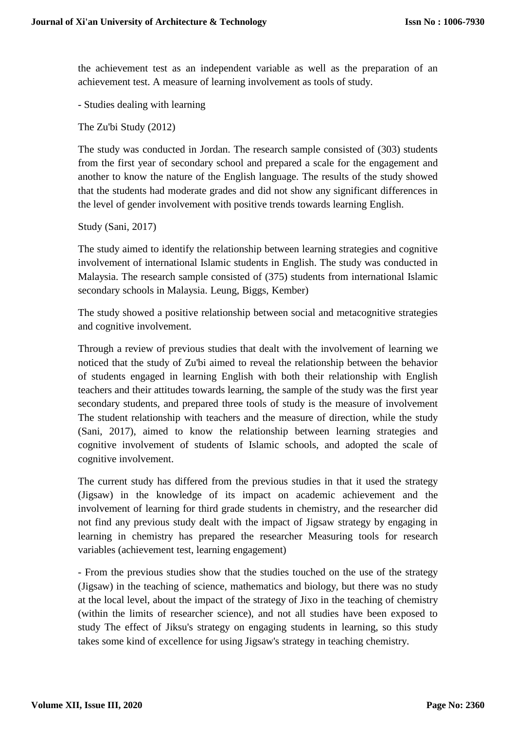the achievement test as an independent variable as well as the preparation of an achievement test. A measure of learning involvement as tools of study.

- Studies dealing with learning

The Zu'bi Study (2012)

The study was conducted in Jordan. The research sample consisted of (303) students from the first year of secondary school and prepared a scale for the engagement and another to know the nature of the English language. The results of the study showed that the students had moderate grades and did not show any significant differences in the level of gender involvement with positive trends towards learning English.

Study (Sani, 2017)

The study aimed to identify the relationship between learning strategies and cognitive involvement of international Islamic students in English. The study was conducted in Malaysia. The research sample consisted of (375) students from international Islamic secondary schools in Malaysia. Leung, Biggs, Kember)

The study showed a positive relationship between social and metacognitive strategies and cognitive involvement.

Through a review of previous studies that dealt with the involvement of learning we noticed that the study of Zu'bi aimed to reveal the relationship between the behavior of students engaged in learning English with both their relationship with English teachers and their attitudes towards learning, the sample of the study was the first year secondary students, and prepared three tools of study is the measure of involvement The student relationship with teachers and the measure of direction, while the study (Sani, 2017), aimed to know the relationship between learning strategies and cognitive involvement of students of Islamic schools, and adopted the scale of cognitive involvement.

The current study has differed from the previous studies in that it used the strategy (Jigsaw) in the knowledge of its impact on academic achievement and the involvement of learning for third grade students in chemistry, and the researcher did not find any previous study dealt with the impact of Jigsaw strategy by engaging in learning in chemistry has prepared the researcher Measuring tools for research variables (achievement test, learning engagement)

- From the previous studies show that the studies touched on the use of the strategy (Jigsaw) in the teaching of science, mathematics and biology, but there was no study at the local level, about the impact of the strategy of Jixo in the teaching of chemistry (within the limits of researcher science), and not all studies have been exposed to study The effect of Jiksu's strategy on engaging students in learning, so this study takes some kind of excellence for using Jigsaw's strategy in teaching chemistry.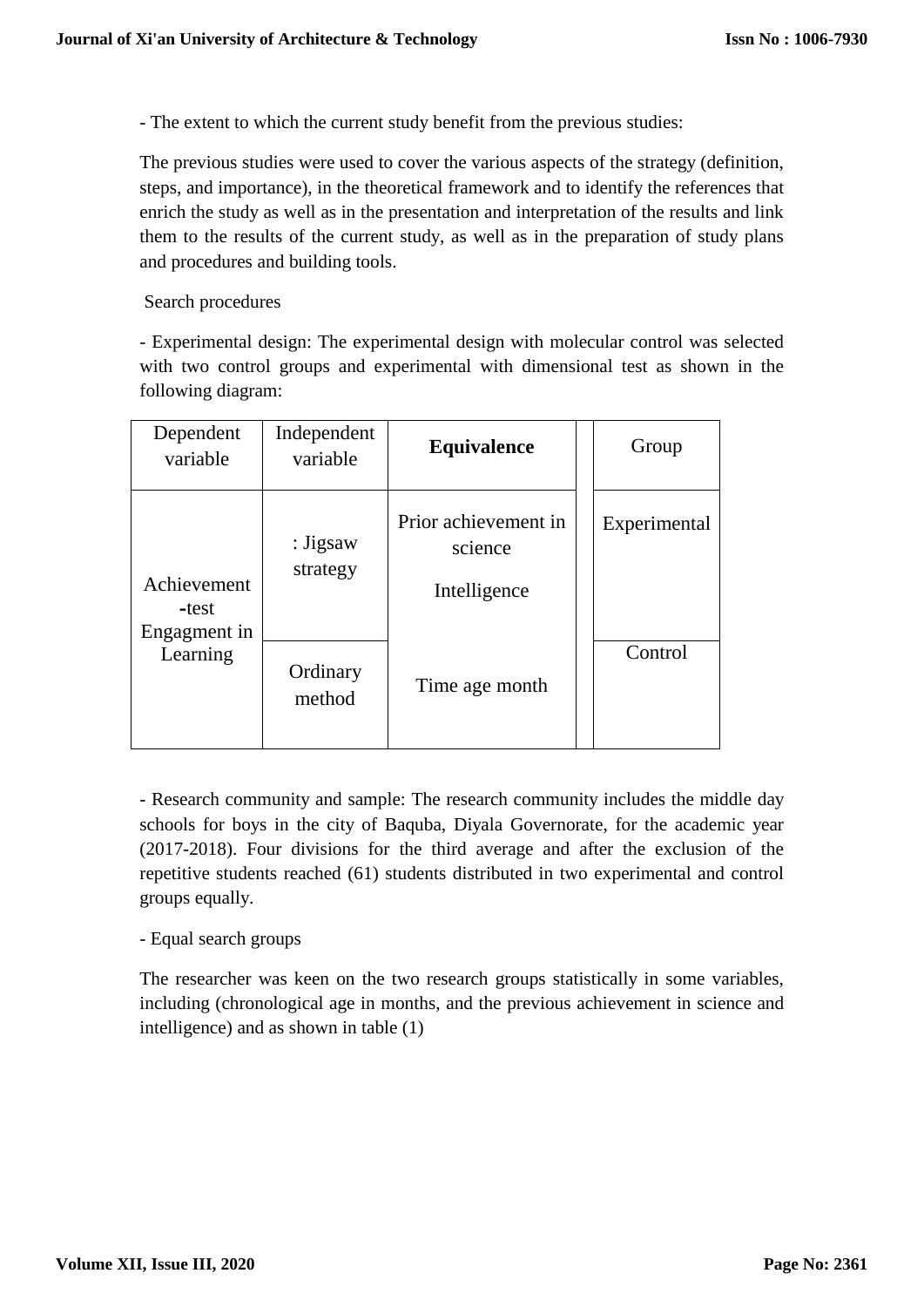- The extent to which the current study benefit from the previous studies:

The previous studies were used to cover the various aspects of the strategy (definition, steps, and importance), in the theoretical framework and to identify the references that enrich the study as well as in the presentation and interpretation of the results and link them to the results of the current study, as well as in the preparation of study plans and procedures and building tools.

Search procedures

- Experimental design: The experimental design with molecular control was selected with two control groups and experimental with dimensional test as shown in the following diagram:

| Dependent variable | Independent variable | **Equivalence** | | Group |
|---|---|---|---|---|
| Achievement -test Engagment in Learning | : Jigsaw strategy | Prior achievement in science<br>Intelligence | | Experimental |
| | Ordinary method | Time age month | | Control |

- Research community and sample: The research community includes the middle day schools for boys in the city of Baquba, Diyala Governorate, for the academic year (2017-2018). Four divisions for the third average and after the exclusion of the repetitive students reached (61) students distributed in two experimental and control groups equally.

- Equal search groups

The researcher was keen on the two research groups statistically in some variables, including (chronological age in months, and the previous achievement in science and intelligence) and as shown in table (1)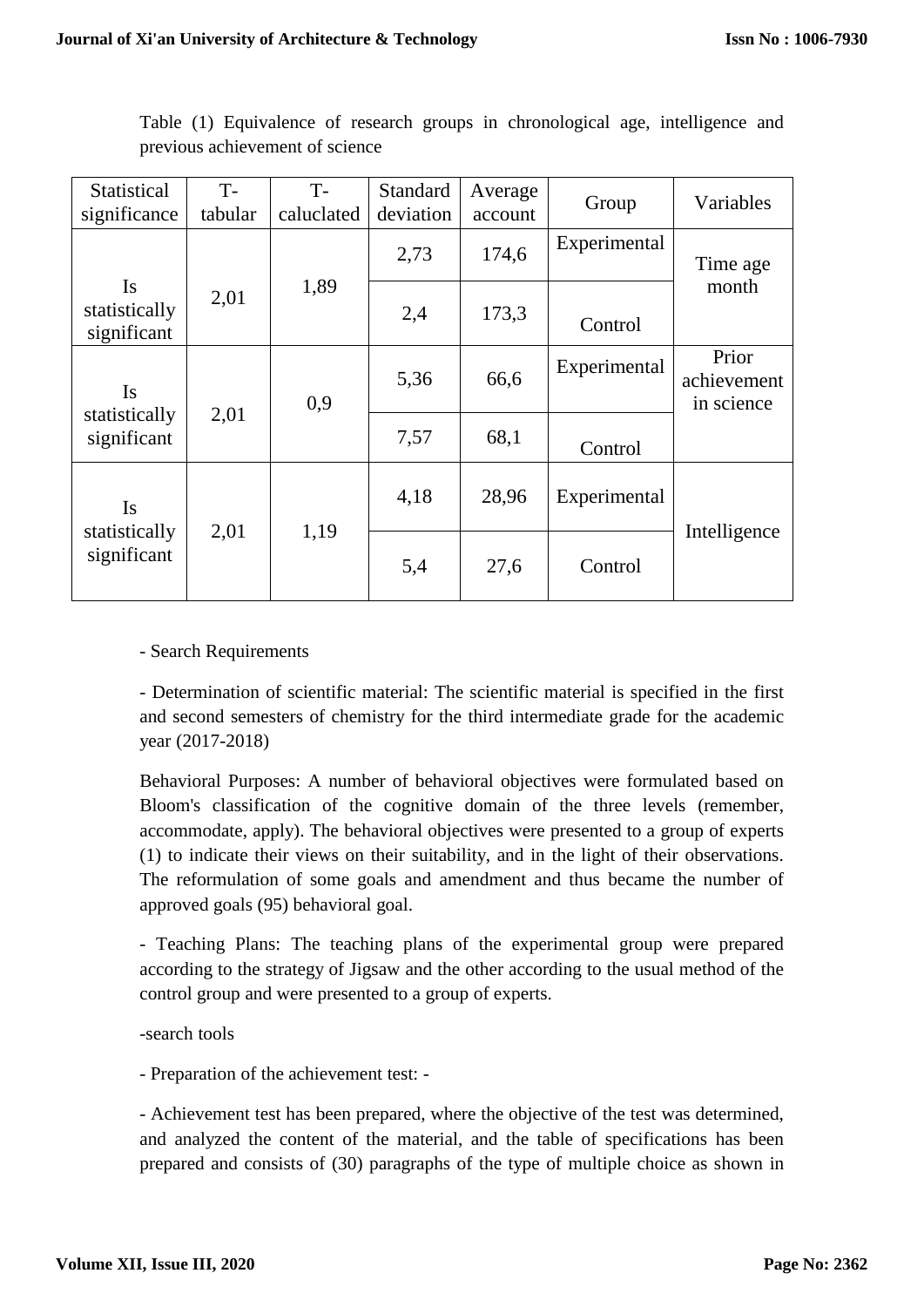Table (1) Equivalence of research groups in chronological age, intelligence and previous achievement of science

| Statistical significance | T-tabular | T-caluclated | Standard deviation | Average account | Group | Variables |
|---|---|---|---|---|---|---|
| Is statistically significant | 2,01 | 1,89 | 2,73 | 174,6 | Experimental | Time age month |
| | | | 2,4 | 173,3 | Control | |
| Is statistically significant | 2,01 | 0,9 | 5,36 | 66,6 | Experimental | Prior achievement in science |
| | | | 7,57 | 68,1 | Control | |
| Is statistically significant | 2,01 | 1,19 | 4,18 | 28,96 | Experimental | Intelligence |
| | | | 5,4 | 27,6 | Control | |

- Search Requirements

- Determination of scientific material: The scientific material is specified in the first and second semesters of chemistry for the third intermediate grade for the academic year (2017-2018)

Behavioral Purposes: A number of behavioral objectives were formulated based on Bloom's classification of the cognitive domain of the three levels (remember, accommodate, apply). The behavioral objectives were presented to a group of experts (1) to indicate their views on their suitability, and in the light of their observations. The reformulation of some goals and amendment and thus became the number of approved goals (95) behavioral goal.

- Teaching Plans: The teaching plans of the experimental group were prepared according to the strategy of Jigsaw and the other according to the usual method of the control group and were presented to a group of experts.

-search tools

- Preparation of the achievement test: -

- Achievement test has been prepared, where the objective of the test was determined, and analyzed the content of the material, and the table of specifications has been prepared and consists of (30) paragraphs of the type of multiple choice as shown in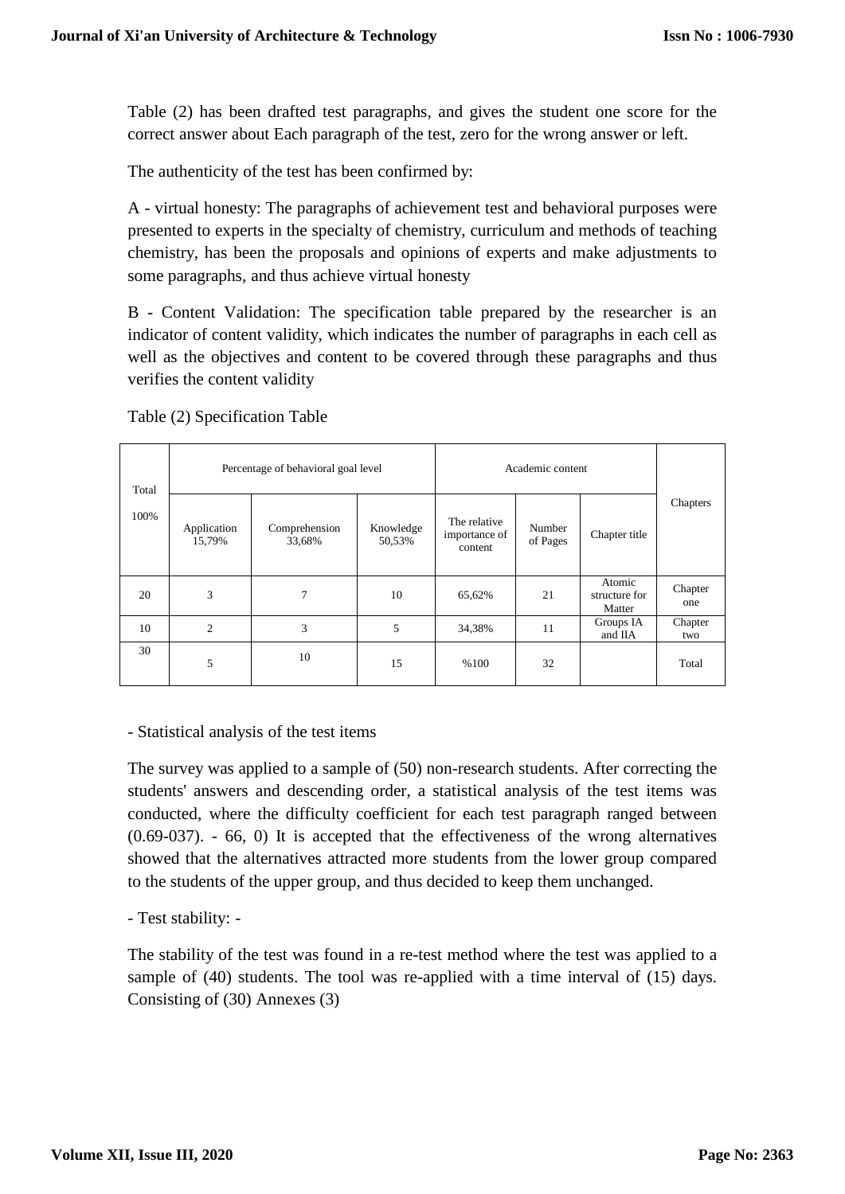Table (2) has been drafted test paragraphs, and gives the student one score for the correct answer about Each paragraph of the test, zero for the wrong answer or left.

The authenticity of the test has been confirmed by:

A - virtual honesty: The paragraphs of achievement test and behavioral purposes were presented to experts in the specialty of chemistry, curriculum and methods of teaching chemistry, has been the proposals and opinions of experts and make adjustments to some paragraphs, and thus achieve virtual honesty

B - Content Validation: The specification table prepared by the researcher is an indicator of content validity, which indicates the number of paragraphs in each cell as well as the objectives and content to be covered through these paragraphs and thus verifies the content validity

Table (2) Specification Table

| Total 100% | Percentage of behavioral goal level | | | Academic content | | | Chapters |
|---|---|---|---|---|---|---|---|
| | Application 15,79% | Comprehension 33,68% | Knowledge 50,53% | The relative importance of content | Number of Pages | Chapter title | |
| 20 | 3 | 7 | 10 | 65,62% | 21 | Atomic structure for Matter | Chapter one |
| 10 | 2 | 3 | 5 | 34,38% | 11 | Groups IA and IIA | Chapter two |
| 30 | 5 | 10 | 15 | %100 | 32 | | Total |

- Statistical analysis of the test items

The survey was applied to a sample of (50) non-research students. After correcting the students' answers and descending order, a statistical analysis of the test items was conducted, where the difficulty coefficient for each test paragraph ranged between (0.69-037). - 66, 0) It is accepted that the effectiveness of the wrong alternatives showed that the alternatives attracted more students from the lower group compared to the students of the upper group, and thus decided to keep them unchanged.

- Test stability: -

The stability of the test was found in a re-test method where the test was applied to a sample of (40) students. The tool was re-applied with a time interval of (15) days. Consisting of (30) Annexes (3)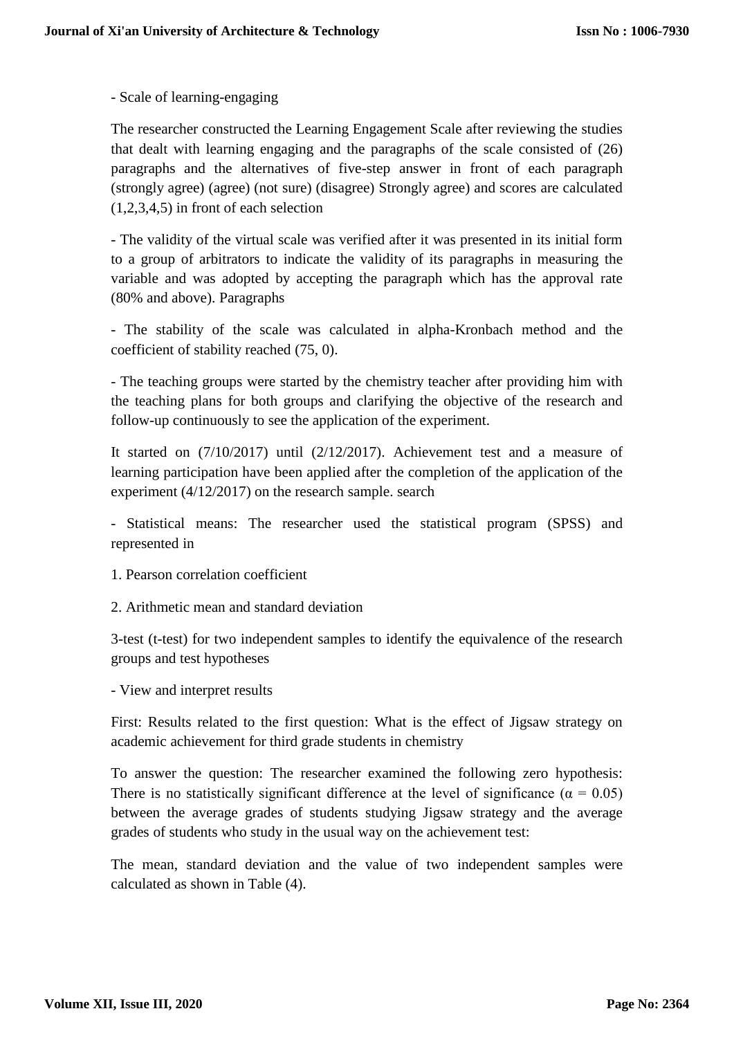- Scale of learning-engaging

The researcher constructed the Learning Engagement Scale after reviewing the studies that dealt with learning engaging and the paragraphs of the scale consisted of (26) paragraphs and the alternatives of five-step answer in front of each paragraph (strongly agree) (agree) (not sure) (disagree) Strongly agree) and scores are calculated (1,2,3,4,5) in front of each selection

- The validity of the virtual scale was verified after it was presented in its initial form to a group of arbitrators to indicate the validity of its paragraphs in measuring the variable and was adopted by accepting the paragraph which has the approval rate (80% and above). Paragraphs

- The stability of the scale was calculated in alpha-Kronbach method and the coefficient of stability reached (75, 0).

- The teaching groups were started by the chemistry teacher after providing him with the teaching plans for both groups and clarifying the objective of the research and follow-up continuously to see the application of the experiment.

It started on (7/10/2017) until (2/12/2017). Achievement test and a measure of learning participation have been applied after the completion of the application of the experiment (4/12/2017) on the research sample. search

- Statistical means: The researcher used the statistical program (SPSS) and represented in

1. Pearson correlation coefficient

2. Arithmetic mean and standard deviation

3-test (t-test) for two independent samples to identify the equivalence of the research groups and test hypotheses

- View and interpret results

First: Results related to the first question: What is the effect of Jigsaw strategy on academic achievement for third grade students in chemistry

To answer the question: The researcher examined the following zero hypothesis: There is no statistically significant difference at the level of significance ($\alpha = 0.05$) between the average grades of students studying Jigsaw strategy and the average grades of students who study in the usual way on the achievement test:

The mean, standard deviation and the value of two independent samples were calculated as shown in Table (4).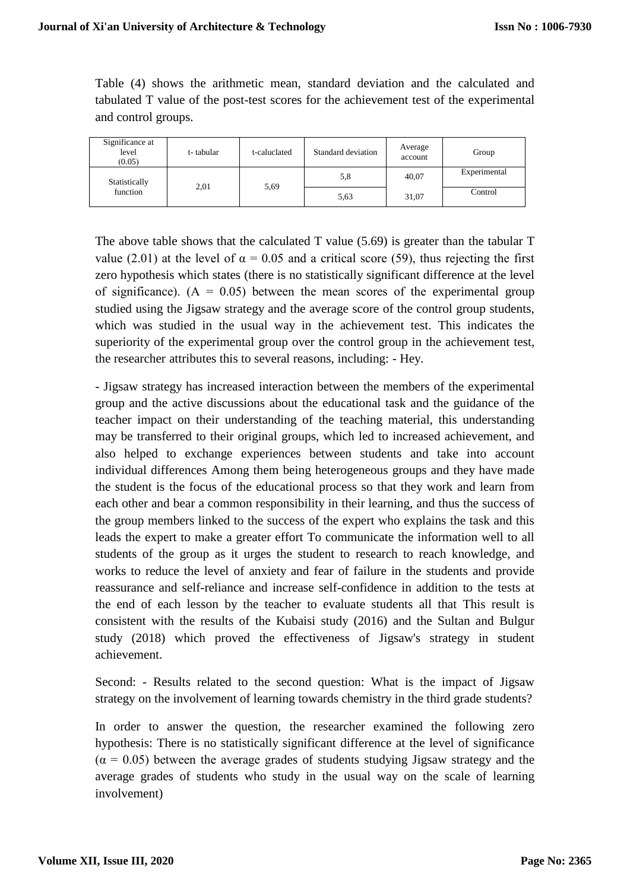Table (4) shows the arithmetic mean, standard deviation and the calculated and tabulated T value of the post-test scores for the achievement test of the experimental and control groups.

| Significance at level (0.05) | t- tabular | t-caluclated | Standard deviation | Average account | Group |
|---|---|---|---|---|---|
| Statistically function | 2,01 | 5,69 | 5,8 | 40,07 | Experimental |
| | | | 5,63 | 31,07 | Control |

The above table shows that the calculated T value (5.69) is greater than the tabular T value (2.01) at the level of $\alpha = 0.05$ and a critical score (59), thus rejecting the first zero hypothesis which states (there is no statistically significant difference at the level of significance). (A = 0.05) between the mean scores of the experimental group studied using the Jigsaw strategy and the average score of the control group students, which was studied in the usual way in the achievement test. This indicates the superiority of the experimental group over the control group in the achievement test, the researcher attributes this to several reasons, including: - Hey.

- Jigsaw strategy has increased interaction between the members of the experimental group and the active discussions about the educational task and the guidance of the teacher impact on their understanding of the teaching material, this understanding may be transferred to their original groups, which led to increased achievement, and also helped to exchange experiences between students and take into account individual differences Among them being heterogeneous groups and they have made the student is the focus of the educational process so that they work and learn from each other and bear a common responsibility in their learning, and thus the success of the group members linked to the success of the expert who explains the task and this leads the expert to make a greater effort To communicate the information well to all students of the group as it urges the student to research to reach knowledge, and works to reduce the level of anxiety and fear of failure in the students and provide reassurance and self-reliance and increase self-confidence in addition to the tests at the end of each lesson by the teacher to evaluate students all that This result is consistent with the results of the Kubaisi study (2016) and the Sultan and Bulgur study (2018) which proved the effectiveness of Jigsaw's strategy in student achievement.

Second: - Results related to the second question: What is the impact of Jigsaw strategy on the involvement of learning towards chemistry in the third grade students?

In order to answer the question, the researcher examined the following zero hypothesis: There is no statistically significant difference at the level of significance ($\alpha = 0.05$) between the average grades of students studying Jigsaw strategy and the average grades of students who study in the usual way on the scale of learning involvement)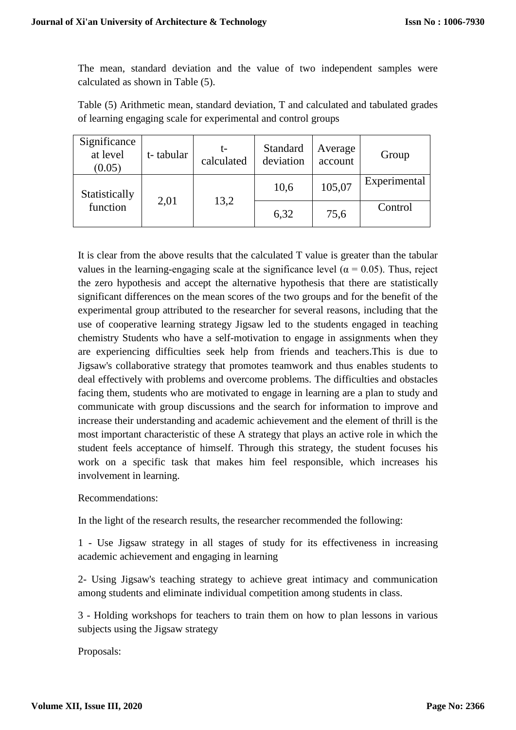The mean, standard deviation and the value of two independent samples were calculated as shown in Table (5).

Table (5) Arithmetic mean, standard deviation, T and calculated and tabulated grades of learning engaging scale for experimental and control groups

| Significance at level (0.05) | t- tabular | t- calculated | Standard deviation | Average account | Group |
|---|---|---|---|---|---|
| Statistically function | 2,01 | 13,2 | 10,6 | 105,07 | Experimental |
| | | | 6,32 | 75,6 | Control |

It is clear from the above results that the calculated T value is greater than the tabular values in the learning-engaging scale at the significance level ($\alpha = 0.05$). Thus, reject the zero hypothesis and accept the alternative hypothesis that there are statistically significant differences on the mean scores of the two groups and for the benefit of the experimental group attributed to the researcher for several reasons, including that the use of cooperative learning strategy Jigsaw led to the students engaged in teaching chemistry Students who have a self-motivation to engage in assignments when they are experiencing difficulties seek help from friends and teachers.This is due to Jigsaw's collaborative strategy that promotes teamwork and thus enables students to deal effectively with problems and overcome problems. The difficulties and obstacles facing them, students who are motivated to engage in learning are a plan to study and communicate with group discussions and the search for information to improve and increase their understanding and academic achievement and the element of thrill is the most important characteristic of these A strategy that plays an active role in which the student feels acceptance of himself. Through this strategy, the student focuses his work on a specific task that makes him feel responsible, which increases his involvement in learning.

Recommendations:

In the light of the research results, the researcher recommended the following:

1 - Use Jigsaw strategy in all stages of study for its effectiveness in increasing academic achievement and engaging in learning

2- Using Jigsaw's teaching strategy to achieve great intimacy and communication among students and eliminate individual competition among students in class.

3 - Holding workshops for teachers to train them on how to plan lessons in various subjects using the Jigsaw strategy

Proposals: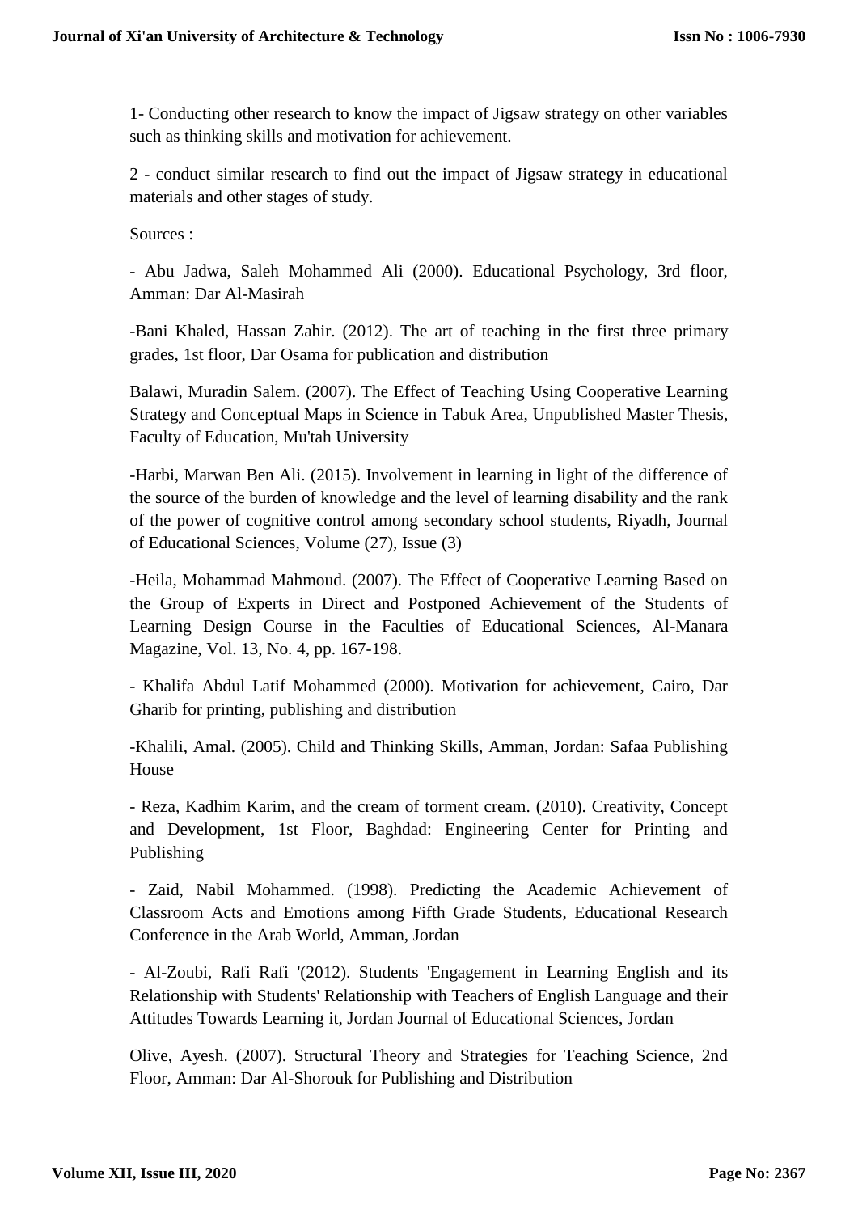1- Conducting other research to know the impact of Jigsaw strategy on other variables such as thinking skills and motivation for achievement.

2 - conduct similar research to find out the impact of Jigsaw strategy in educational materials and other stages of study.

Sources :

- Abu Jadwa, Saleh Mohammed Ali (2000). Educational Psychology, 3rd floor, Amman: Dar Al-Masirah

-Bani Khaled, Hassan Zahir. (2012). The art of teaching in the first three primary grades, 1st floor, Dar Osama for publication and distribution

Balawi, Muradin Salem. (2007). The Effect of Teaching Using Cooperative Learning Strategy and Conceptual Maps in Science in Tabuk Area, Unpublished Master Thesis, Faculty of Education, Mu'tah University

-Harbi, Marwan Ben Ali. (2015). Involvement in learning in light of the difference of the source of the burden of knowledge and the level of learning disability and the rank of the power of cognitive control among secondary school students, Riyadh, Journal of Educational Sciences, Volume (27), Issue (3)

-Heila, Mohammad Mahmoud. (2007). The Effect of Cooperative Learning Based on the Group of Experts in Direct and Postponed Achievement of the Students of Learning Design Course in the Faculties of Educational Sciences, Al-Manara Magazine, Vol. 13, No. 4, pp. 167-198.

- Khalifa Abdul Latif Mohammed (2000). Motivation for achievement, Cairo, Dar Gharib for printing, publishing and distribution

-Khalili, Amal. (2005). Child and Thinking Skills, Amman, Jordan: Safaa Publishing House

- Reza, Kadhim Karim, and the cream of torment cream. (2010). Creativity, Concept and Development, 1st Floor, Baghdad: Engineering Center for Printing and Publishing

- Zaid, Nabil Mohammed. (1998). Predicting the Academic Achievement of Classroom Acts and Emotions among Fifth Grade Students, Educational Research Conference in the Arab World, Amman, Jordan

- Al-Zoubi, Rafi Rafi '(2012). Students 'Engagement in Learning English and its Relationship with Students' Relationship with Teachers of English Language and their Attitudes Towards Learning it, Jordan Journal of Educational Sciences, Jordan

Olive, Ayesh. (2007). Structural Theory and Strategies for Teaching Science, 2nd Floor, Amman: Dar Al-Shorouk for Publishing and Distribution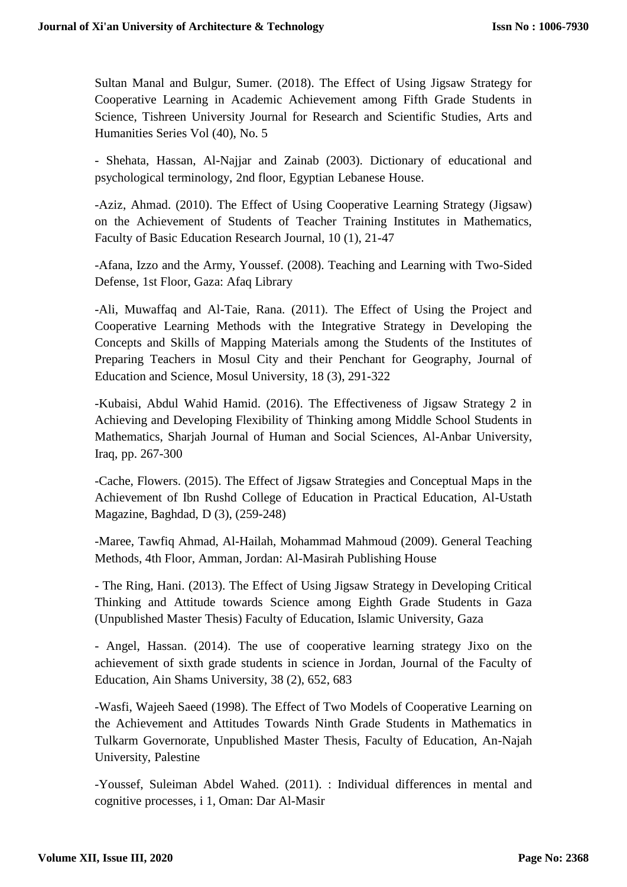Sultan Manal and Bulgur, Sumer. (2018). The Effect of Using Jigsaw Strategy for Cooperative Learning in Academic Achievement among Fifth Grade Students in Science, Tishreen University Journal for Research and Scientific Studies, Arts and Humanities Series Vol (40), No. 5

- Shehata, Hassan, Al-Najjar and Zainab (2003). Dictionary of educational and psychological terminology, 2nd floor, Egyptian Lebanese House.

-Aziz, Ahmad. (2010). The Effect of Using Cooperative Learning Strategy (Jigsaw) on the Achievement of Students of Teacher Training Institutes in Mathematics, Faculty of Basic Education Research Journal, 10 (1), 21-47

-Afana, Izzo and the Army, Youssef. (2008). Teaching and Learning with Two-Sided Defense, 1st Floor, Gaza: Afaq Library

-Ali, Muwaffaq and Al-Taie, Rana. (2011). The Effect of Using the Project and Cooperative Learning Methods with the Integrative Strategy in Developing the Concepts and Skills of Mapping Materials among the Students of the Institutes of Preparing Teachers in Mosul City and their Penchant for Geography, Journal of Education and Science, Mosul University, 18 (3), 291-322

-Kubaisi, Abdul Wahid Hamid. (2016). The Effectiveness of Jigsaw Strategy 2 in Achieving and Developing Flexibility of Thinking among Middle School Students in Mathematics, Sharjah Journal of Human and Social Sciences, Al-Anbar University, Iraq, pp. 267-300

-Cache, Flowers. (2015). The Effect of Jigsaw Strategies and Conceptual Maps in the Achievement of Ibn Rushd College of Education in Practical Education, Al-Ustath Magazine, Baghdad, D (3), (259-248)

-Maree, Tawfiq Ahmad, Al-Hailah, Mohammad Mahmoud (2009). General Teaching Methods, 4th Floor, Amman, Jordan: Al-Masirah Publishing House

- The Ring, Hani. (2013). The Effect of Using Jigsaw Strategy in Developing Critical Thinking and Attitude towards Science among Eighth Grade Students in Gaza (Unpublished Master Thesis) Faculty of Education, Islamic University, Gaza

- Angel, Hassan. (2014). The use of cooperative learning strategy Jixo on the achievement of sixth grade students in science in Jordan, Journal of the Faculty of Education, Ain Shams University, 38 (2), 652, 683

-Wasfi, Wajeeh Saeed (1998). The Effect of Two Models of Cooperative Learning on the Achievement and Attitudes Towards Ninth Grade Students in Mathematics in Tulkarm Governorate, Unpublished Master Thesis, Faculty of Education, An-Najah University, Palestine

-Youssef, Suleiman Abdel Wahed. (2011). : Individual differences in mental and cognitive processes, i 1, Oman: Dar Al-Masir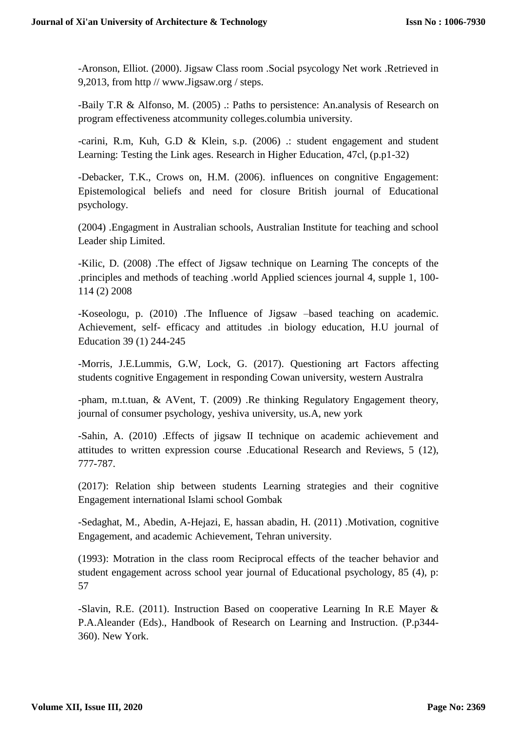-Aronson, Elliot. (2000). Jigsaw Class room .Social psycology Net work .Retrieved in 9,2013, from http // www.Jigsaw.org / steps.

-Baily T.R & Alfonso, M. (2005) .: Paths to persistence: An.analysis of Research on program effectiveness atcommunity colleges.columbia university.

-carini, R.m, Kuh, G.D & Klein, s.p. (2006) .: student engagement and student Learning: Testing the Link ages. Research in Higher Education, 47cl, (p.p1-32)

-Debacker, T.K., Crows on, H.M. (2006). influences on congnitive Engagement: Epistemological beliefs and need for closure British journal of Educational psychology.

(2004) .Engagment in Australian schools, Australian Institute for teaching and school Leader ship Limited.

-Kilic, D. (2008) .The effect of Jigsaw technique on Learning The concepts of the .principles and methods of teaching .world Applied sciences journal 4, supple 1, 100-114 (2) 2008

-Koseologu, p. (2010) .The Influence of Jigsaw –based teaching on academic. Achievement, self- efficacy and attitudes .in biology education, H.U journal of Education 39 (1) 244-245

-Morris, J.E.Lummis, G.W, Lock, G. (2017). Questioning art Factors affecting students cognitive Engagement in responding Cowan university, western Australra

-pham, m.t.tuan, & AVent, T. (2009) .Re thinking Regulatory Engagement theory, journal of consumer psychology, yeshiva university, us.A, new york

-Sahin, A. (2010) .Effects of jigsaw II technique on academic achievement and attitudes to written expression course .Educational Research and Reviews, 5 (12), 777-787.

(2017): Relation ship between students Learning strategies and their cognitive Engagement international Islami school Gombak

-Sedaghat, M., Abedin, A-Hejazi, E, hassan abadin, H. (2011) .Motivation, cognitive Engagement, and academic Achievement, Tehran university.

(1993): Motration in the class room Reciprocal effects of the teacher behavior and student engagement across school year journal of Educational psychology, 85 (4), p: 57

-Slavin, R.E. (2011). Instruction Based on cooperative Learning In R.E Mayer & P.A.Aleander (Eds)., Handbook of Research on Learning and Instruction. (P.p344-360). New York.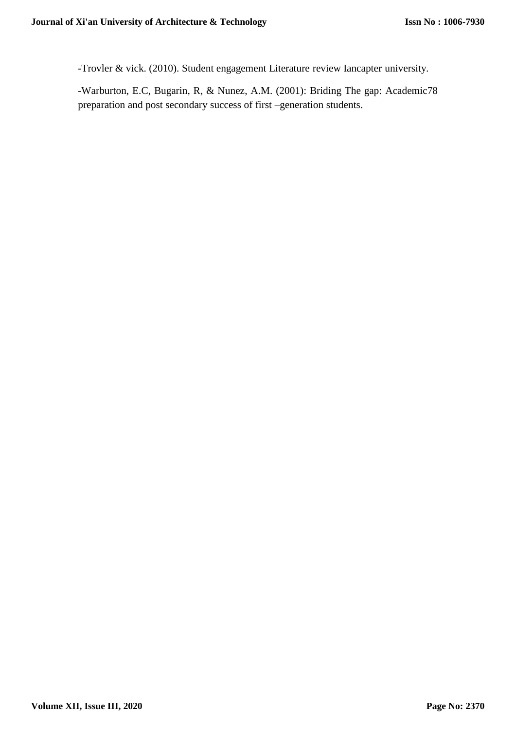-Trovler & vick. (2010). Student engagement Literature review Iancapter university.

-Warburton, E.C, Bugarin, R, & Nunez, A.M. (2001): Briding The gap: Academic78 preparation and post secondary success of first –generation students.